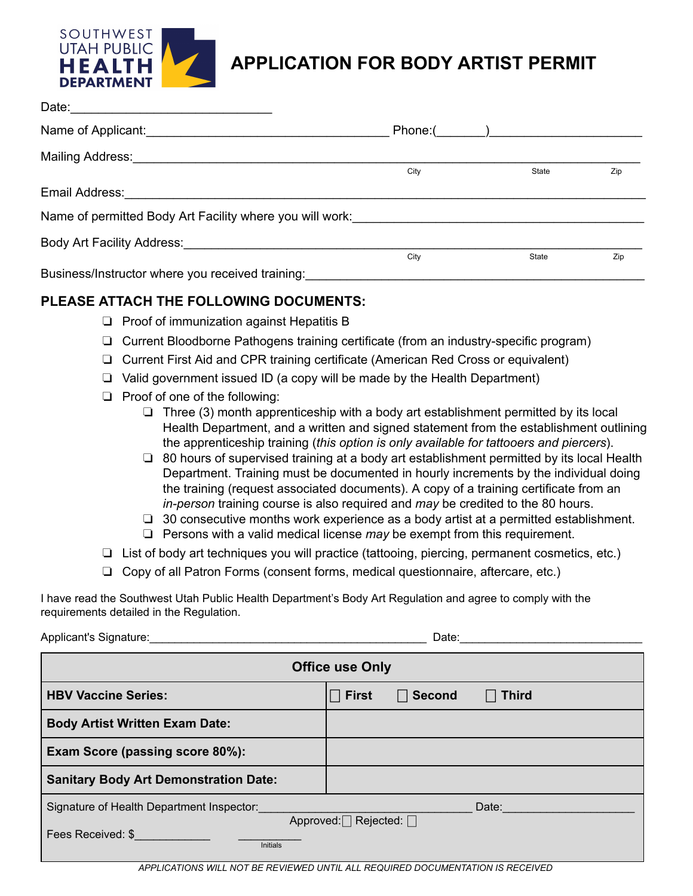SOUTHWEST UTAH PUBLIC HEALTH DEPARTMENT

# APPLICATION FOR BODY ARTIST PERMIT

Date:____________________________

Name of Applicant:___________________________________ Phone:(_______)_____________________

Mailing Address:_________________________________________________________________________
City State Zip

Email Address:___________________________________________________________________________

Name of permitted Body Art Facility where you will work:_________________________________________

Body Art Facility Address:__________________________________________________________________
City State Zip

Business/Instructor where you received training:________________________________________________

## PLEASE ATTACH THE FOLLOWING DOCUMENTS:

- ❏ Proof of immunization against Hepatitis B
- ❏ Current Bloodborne Pathogens training certificate (from an industry-specific program)
- ❏ Current First Aid and CPR training certificate (American Red Cross or equivalent)
- ❏ Valid government issued ID (a copy will be made by the Health Department)
- ❏ Proof of one of the following:
  - ❏ Three (3) month apprenticeship with a body art establishment permitted by its local Health Department, and a written and signed statement from the establishment outlining the apprenticeship training (*this option is only available for tattooers and piercers*).
  - ❏ 80 hours of supervised training at a body art establishment permitted by its local Health Department. Training must be documented in hourly increments by the individual doing the training (request associated documents). A copy of a training certificate from an *in-person* training course is also required and *may* be credited to the 80 hours.
  - ❏ 30 consecutive months work experience as a body artist at a permitted establishment.
  - ❏ Persons with a valid medical license *may* be exempt from this requirement.
- ❏ List of body art techniques you will practice (tattooing, piercing, permanent cosmetics, etc.)
- ❏ Copy of all Patron Forms (consent forms, medical questionnaire, aftercare, etc.)

I have read the Southwest Utah Public Health Department's Body Art Regulation and agree to comply with the requirements detailed in the Regulation.

Applicant's Signature:__________________________________________ Date:____________________________

| **Office use Only** | |
|---|---|
| **HBV Vaccine Series:** | ☐ **First** ☐ **Second** ☐ **Third** |
| **Body Artist Written Exam Date:** | |
| **Exam Score (passing score 80%):** | |
| **Sanitary Body Art Demonstration Date:** | |

Signature of Health Department Inspector:_________________________________ Date:_____________________

Approved: ☐ Rejected: ☐

Fees Received: $____________ __________
Initials

*APPLICATIONS WILL NOT BE REVIEWED UNTIL ALL REQUIRED DOCUMENTATION IS RECEIVED*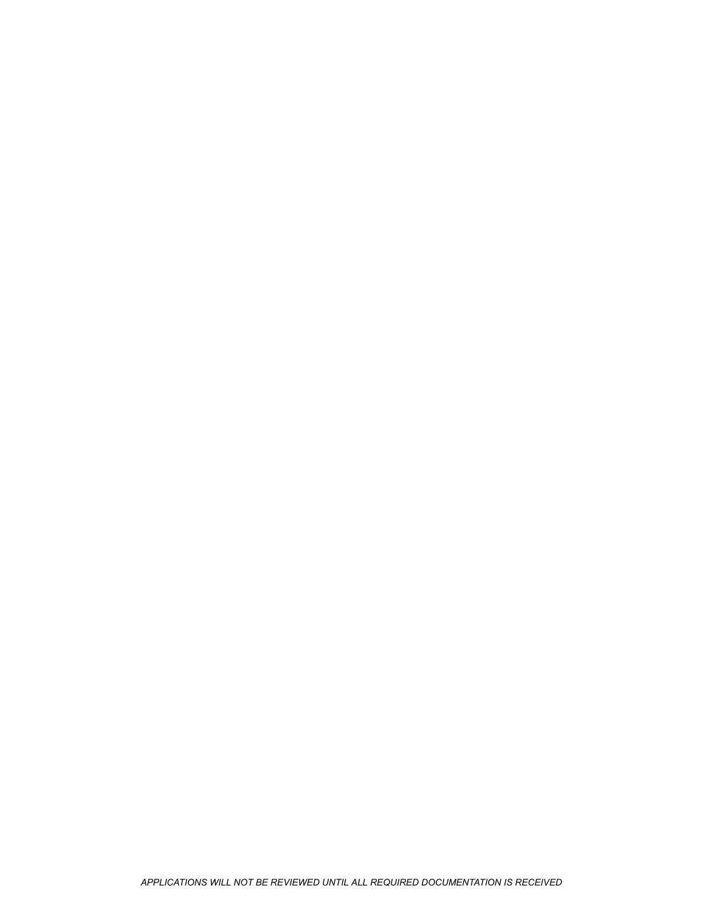*APPLICATIONS WILL NOT BE REVIEWED UNTIL ALL REQUIRED DOCUMENTATION IS RECEIVED*